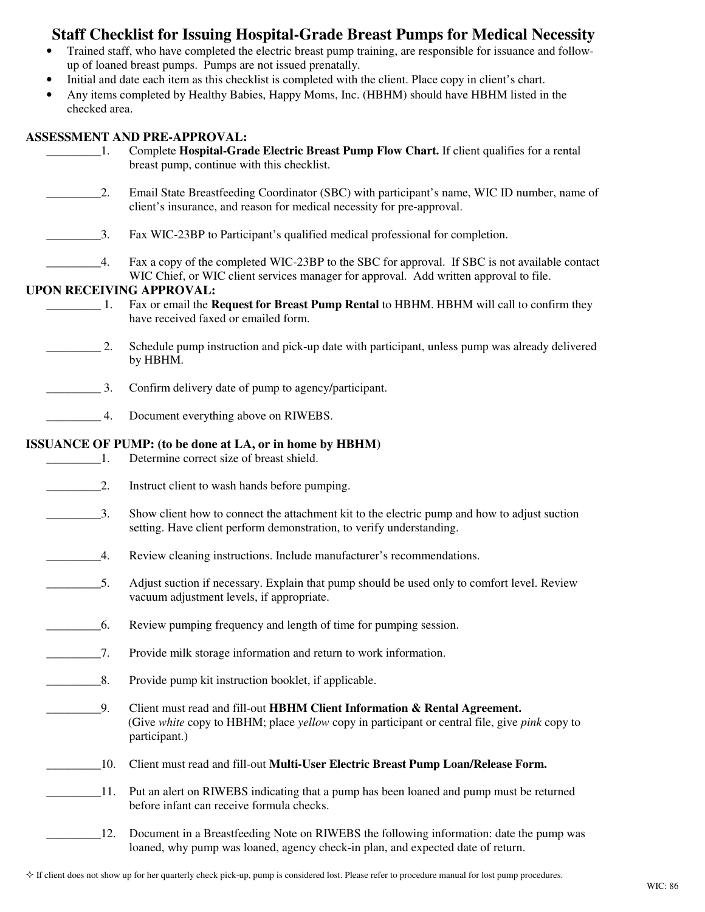# Staff Checklist for Issuing Hospital-Grade Breast Pumps for Medical Necessity

- Trained staff, who have completed the electric breast pump training, are responsible for issuance and follow-up of loaned breast pumps. Pumps are not issued prenatally.
- Initial and date each item as this checklist is completed with the client. Place copy in client's chart.
- Any items completed by Healthy Babies, Happy Moms, Inc. (HBHM) should have HBHM listed in the checked area.

## ASSESSMENT AND PRE-APPROVAL:

_________1. Complete **Hospital-Grade Electric Breast Pump Flow Chart.** If client qualifies for a rental breast pump, continue with this checklist.

_________2. Email State Breastfeeding Coordinator (SBC) with participant's name, WIC ID number, name of client's insurance, and reason for medical necessity for pre-approval.

_________3. Fax WIC-23BP to Participant's qualified medical professional for completion.

_________4. Fax a copy of the completed WIC-23BP to the SBC for approval. If SBC is not available contact WIC Chief, or WIC client services manager for approval. Add written approval to file.

## UPON RECEIVING APPROVAL:

_________ 1. Fax or email the **Request for Breast Pump Rental** to HBHM. HBHM will call to confirm they have received faxed or emailed form.

_________ 2. Schedule pump instruction and pick-up date with participant, unless pump was already delivered by HBHM.

_________ 3. Confirm delivery date of pump to agency/participant.

_________ 4. Document everything above on RIWEBS.

## ISSUANCE OF PUMP: (to be done at LA, or in home by HBHM)

_________1. Determine correct size of breast shield.

_________2. Instruct client to wash hands before pumping.

_________3. Show client how to connect the attachment kit to the electric pump and how to adjust suction setting. Have client perform demonstration, to verify understanding.

_________4. Review cleaning instructions. Include manufacturer's recommendations.

_________5. Adjust suction if necessary. Explain that pump should be used only to comfort level. Review vacuum adjustment levels, if appropriate.

_________6. Review pumping frequency and length of time for pumping session.

_________7. Provide milk storage information and return to work information.

_________8. Provide pump kit instruction booklet, if applicable.

_________9. Client must read and fill-out **HBHM Client Information & Rental Agreement.** (Give *white* copy to HBHM; place *yellow* copy in participant or central file, give *pink* copy to participant.)

_________10. Client must read and fill-out **Multi-User Electric Breast Pump Loan/Release Form.**

_________11. Put an alert on RIWEBS indicating that a pump has been loaned and pump must be returned before infant can receive formula checks.

_________12. Document in a Breastfeeding Note on RIWEBS the following information: date the pump was loaned, why pump was loaned, agency check-in plan, and expected date of return.

✧ If client does not show up for her quarterly check pick-up, pump is considered lost. Please refer to procedure manual for lost pump procedures.

WIC: 86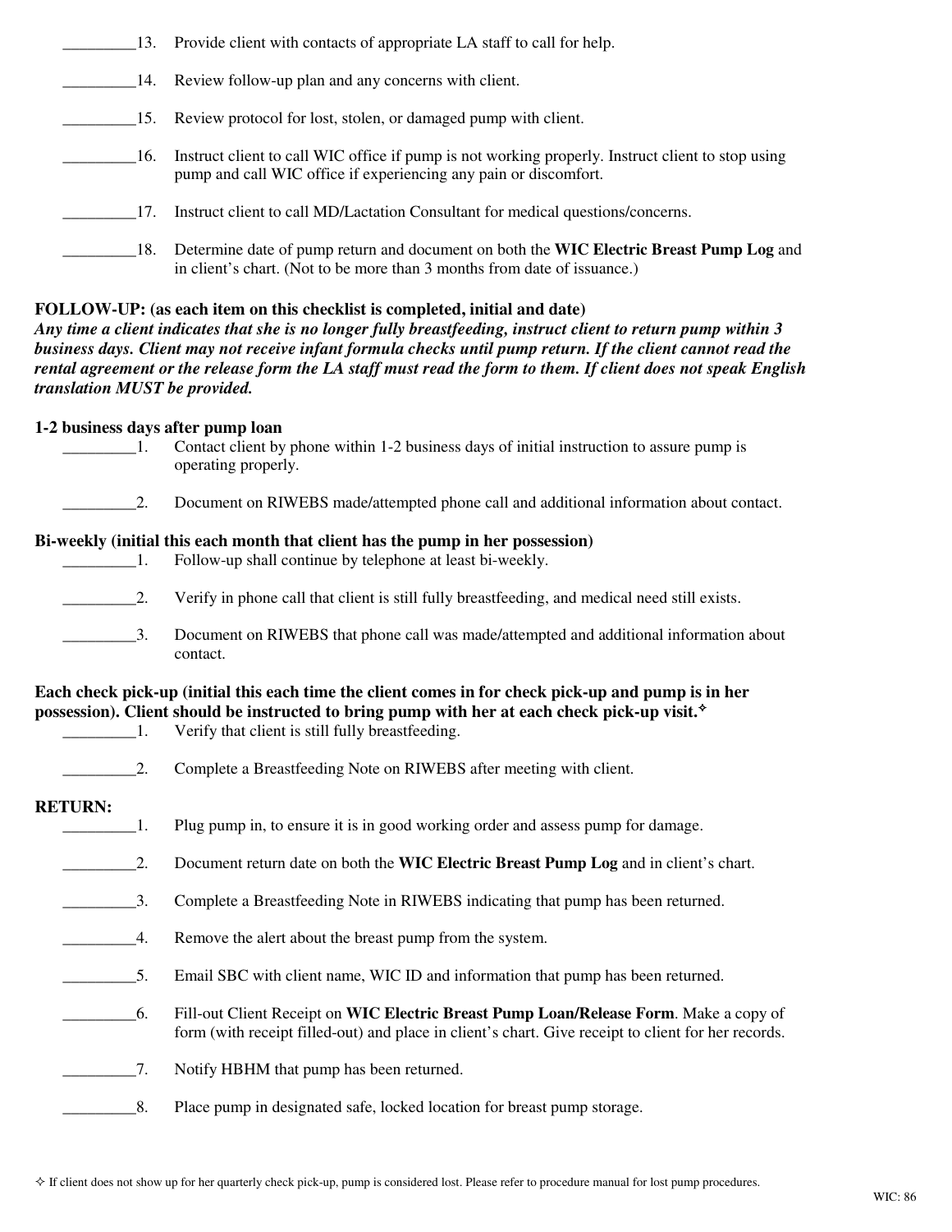_________13. Provide client with contacts of appropriate LA staff to call for help.

_________14. Review follow-up plan and any concerns with client.

_________15. Review protocol for lost, stolen, or damaged pump with client.

_________16. Instruct client to call WIC office if pump is not working properly. Instruct client to stop using pump and call WIC office if experiencing any pain or discomfort.

_________17. Instruct client to call MD/Lactation Consultant for medical questions/concerns.

_________18. Determine date of pump return and document on both the **WIC Electric Breast Pump Log** and in client's chart. (Not to be more than 3 months from date of issuance.)

**FOLLOW-UP: (as each item on this checklist is completed, initial and date)**
***Any time a client indicates that she is no longer fully breastfeeding, instruct client to return pump within 3 business days. Client may not receive infant formula checks until pump return. If the client cannot read the rental agreement or the release form the LA staff must read the form to them. If client does not speak English translation MUST be provided.***

**1-2 business days after pump loan**

_________1. Contact client by phone within 1-2 business days of initial instruction to assure pump is operating properly.

_________2. Document on RIWEBS made/attempted phone call and additional information about contact.

**Bi-weekly (initial this each month that client has the pump in her possession)**

_________1. Follow-up shall continue by telephone at least bi-weekly.

_________2. Verify in phone call that client is still fully breastfeeding, and medical need still exists.

_________3. Document on RIWEBS that phone call was made/attempted and additional information about contact.

**Each check pick-up (initial this each time the client comes in for check pick-up and pump is in her possession). Client should be instructed to bring pump with her at each check pick-up visit.✧**

_________1. Verify that client is still fully breastfeeding.

_________2. Complete a Breastfeeding Note on RIWEBS after meeting with client.

**RETURN:**

_________1. Plug pump in, to ensure it is in good working order and assess pump for damage.

_________2. Document return date on both the **WIC Electric Breast Pump Log** and in client's chart.

_________3. Complete a Breastfeeding Note in RIWEBS indicating that pump has been returned.

_________4. Remove the alert about the breast pump from the system.

_________5. Email SBC with client name, WIC ID and information that pump has been returned.

_________6. Fill-out Client Receipt on **WIC Electric Breast Pump Loan/Release Form**. Make a copy of form (with receipt filled-out) and place in client's chart. Give receipt to client for her records.

_________7. Notify HBHM that pump has been returned.

_________8. Place pump in designated safe, locked location for breast pump storage.

✧ If client does not show up for her quarterly check pick-up, pump is considered lost. Please refer to procedure manual for lost pump procedures.